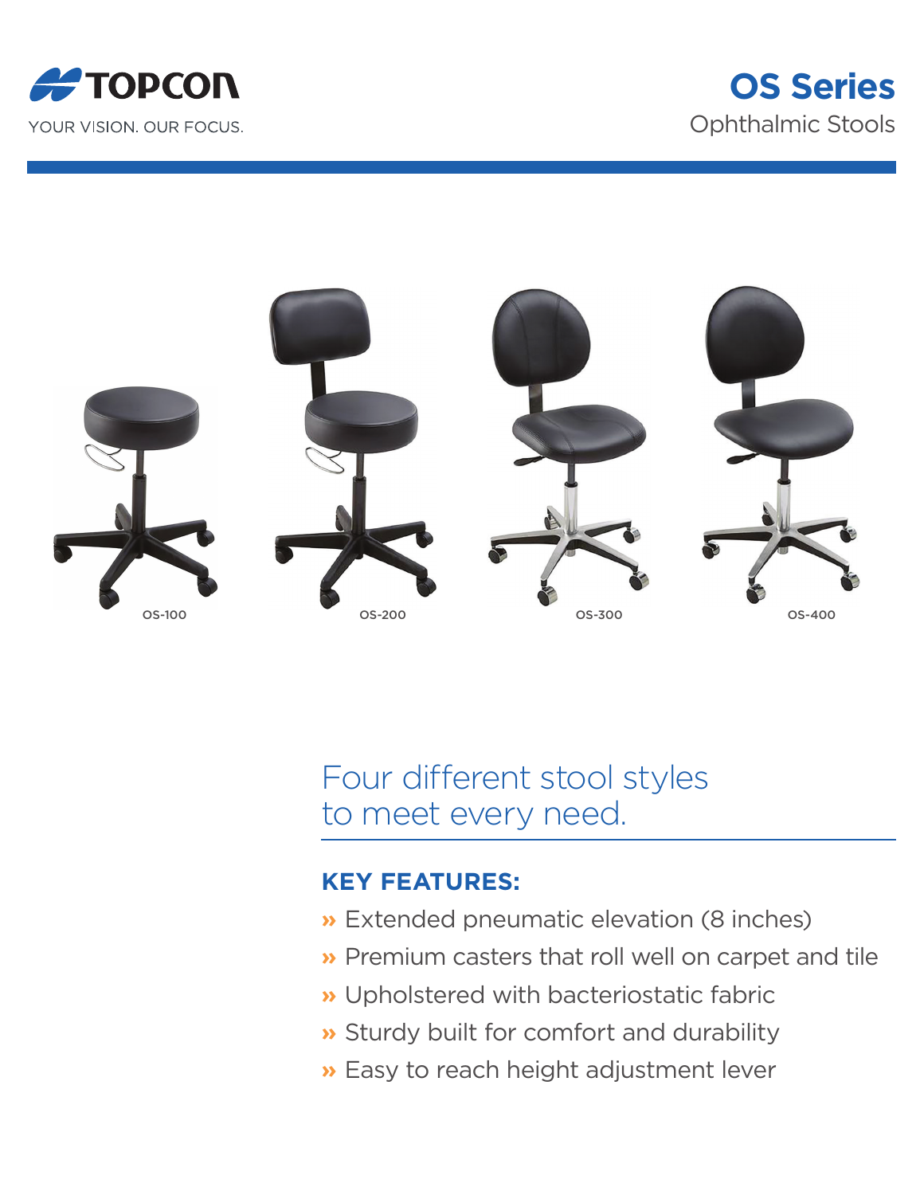TOPCON

YOUR VISION. OUR FOCUS.

# OS Series

Ophthalmic Stools

OS-100

OS-200

OS-300

OS-400

## Four different stool styles to meet every need.

### KEY FEATURES:

- Extended pneumatic elevation (8 inches)
- Premium casters that roll well on carpet and tile
- Upholstered with bacteriostatic fabric
- Sturdy built for comfort and durability
- Easy to reach height adjustment lever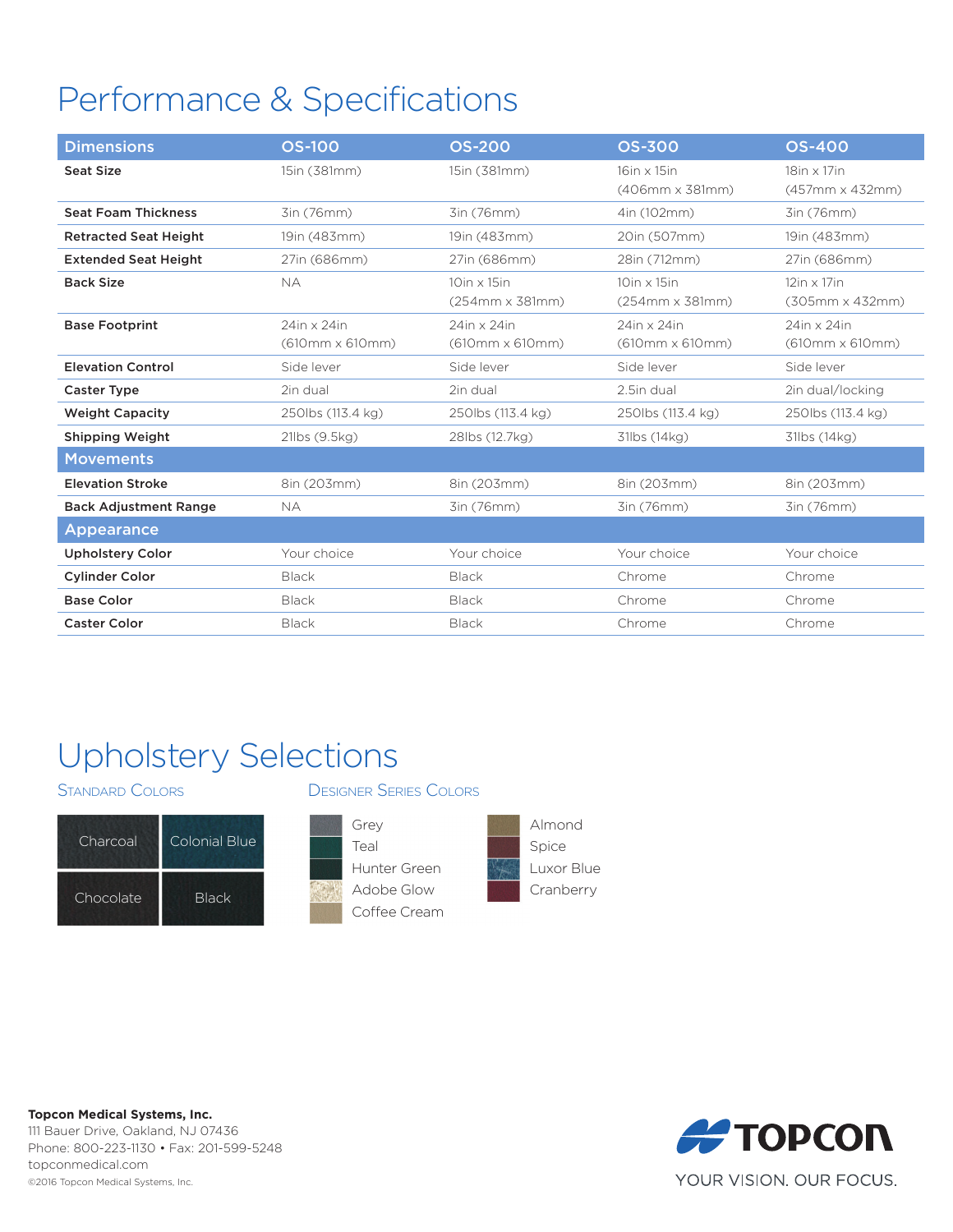# Performance & Specifications

| Dimensions | OS-100 | OS-200 | OS-300 | OS-400 |
|---|---|---|---|---|
| **Seat Size** | 15in (381mm) | 15in (381mm) | 16in x 15in (406mm x 381mm) | 18in x 17in (457mm x 432mm) |
| **Seat Foam Thickness** | 3in (76mm) | 3in (76mm) | 4in (102mm) | 3in (76mm) |
| **Retracted Seat Height** | 19in (483mm) | 19in (483mm) | 20in (507mm) | 19in (483mm) |
| **Extended Seat Height** | 27in (686mm) | 27in (686mm) | 28in (712mm) | 27in (686mm) |
| **Back Size** | NA | 10in x 15in (254mm x 381mm) | 10in x 15in (254mm x 381mm) | 12in x 17in (305mm x 432mm) |
| **Base Footprint** | 24in x 24in (610mm x 610mm) | 24in x 24in (610mm x 610mm) | 24in x 24in (610mm x 610mm) | 24in x 24in (610mm x 610mm) |
| **Elevation Control** | Side lever | Side lever | Side lever | Side lever |
| **Caster Type** | 2in dual | 2in dual | 2.5in dual | 2in dual/locking |
| **Weight Capacity** | 250lbs (113.4 kg) | 250lbs (113.4 kg) | 250lbs (113.4 kg) | 250lbs (113.4 kg) |
| **Shipping Weight** | 21lbs (9.5kg) | 28lbs (12.7kg) | 31lbs (14kg) | 31lbs (14kg) |
| **Movements** | | | | |
| **Elevation Stroke** | 8in (203mm) | 8in (203mm) | 8in (203mm) | 8in (203mm) |
| **Back Adjustment Range** | NA | 3in (76mm) | 3in (76mm) | 3in (76mm) |
| **Appearance** | | | | |
| **Upholstery Color** | Your choice | Your choice | Your choice | Your choice |
| **Cylinder Color** | Black | Black | Chrome | Chrome |
| **Base Color** | Black | Black | Chrome | Chrome |
| **Caster Color** | Black | Black | Chrome | Chrome |

# Upholstery Selections

## Standard Colors

- Charcoal
- Colonial Blue
- Chocolate
- Black

## Designer Series Colors

- Grey
- Teal
- Hunter Green
- Adobe Glow
- Coffee Cream
- Almond
- Spice
- Luxor Blue
- Cranberry

**Topcon Medical Systems, Inc.**
111 Bauer Drive, Oakland, NJ 07436
Phone: 800-223-1130 • Fax: 201-599-5248
topconmedical.com
©2016 Topcon Medical Systems, Inc.

TOPCON
YOUR VISION. OUR FOCUS.